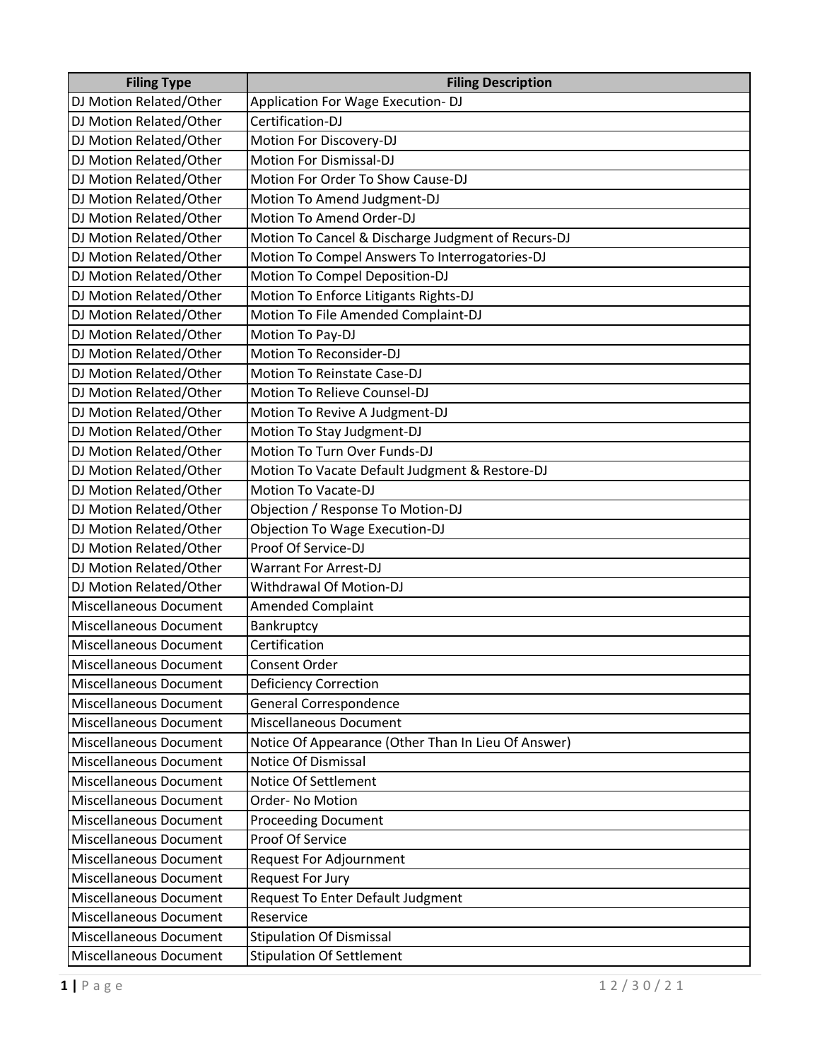| Filing Type | Filing Description |
| --- | --- |
| DJ Motion Related/Other | Application For Wage Execution- DJ |
| DJ Motion Related/Other | Certification-DJ |
| DJ Motion Related/Other | Motion For Discovery-DJ |
| DJ Motion Related/Other | Motion For Dismissal-DJ |
| DJ Motion Related/Other | Motion For Order To Show Cause-DJ |
| DJ Motion Related/Other | Motion To Amend Judgment-DJ |
| DJ Motion Related/Other | Motion To Amend Order-DJ |
| DJ Motion Related/Other | Motion To Cancel & Discharge Judgment of Recurs-DJ |
| DJ Motion Related/Other | Motion To Compel Answers To Interrogatories-DJ |
| DJ Motion Related/Other | Motion To Compel Deposition-DJ |
| DJ Motion Related/Other | Motion To Enforce Litigants Rights-DJ |
| DJ Motion Related/Other | Motion To File Amended Complaint-DJ |
| DJ Motion Related/Other | Motion To Pay-DJ |
| DJ Motion Related/Other | Motion To Reconsider-DJ |
| DJ Motion Related/Other | Motion To Reinstate Case-DJ |
| DJ Motion Related/Other | Motion To Relieve Counsel-DJ |
| DJ Motion Related/Other | Motion To Revive A Judgment-DJ |
| DJ Motion Related/Other | Motion To Stay Judgment-DJ |
| DJ Motion Related/Other | Motion To Turn Over Funds-DJ |
| DJ Motion Related/Other | Motion To Vacate Default Judgment & Restore-DJ |
| DJ Motion Related/Other | Motion To Vacate-DJ |
| DJ Motion Related/Other | Objection / Response To Motion-DJ |
| DJ Motion Related/Other | Objection To Wage Execution-DJ |
| DJ Motion Related/Other | Proof Of Service-DJ |
| DJ Motion Related/Other | Warrant For Arrest-DJ |
| DJ Motion Related/Other | Withdrawal Of Motion-DJ |
| Miscellaneous Document | Amended Complaint |
| Miscellaneous Document | Bankruptcy |
| Miscellaneous Document | Certification |
| Miscellaneous Document | Consent Order |
| Miscellaneous Document | Deficiency Correction |
| Miscellaneous Document | General Correspondence |
| Miscellaneous Document | Miscellaneous Document |
| Miscellaneous Document | Notice Of Appearance (Other Than In Lieu Of Answer) |
| Miscellaneous Document | Notice Of Dismissal |
| Miscellaneous Document | Notice Of Settlement |
| Miscellaneous Document | Order- No Motion |
| Miscellaneous Document | Proceeding Document |
| Miscellaneous Document | Proof Of Service |
| Miscellaneous Document | Request For Adjournment |
| Miscellaneous Document | Request For Jury |
| Miscellaneous Document | Request To Enter Default Judgment |
| Miscellaneous Document | Reservice |
| Miscellaneous Document | Stipulation Of Dismissal |
| Miscellaneous Document | Stipulation Of Settlement |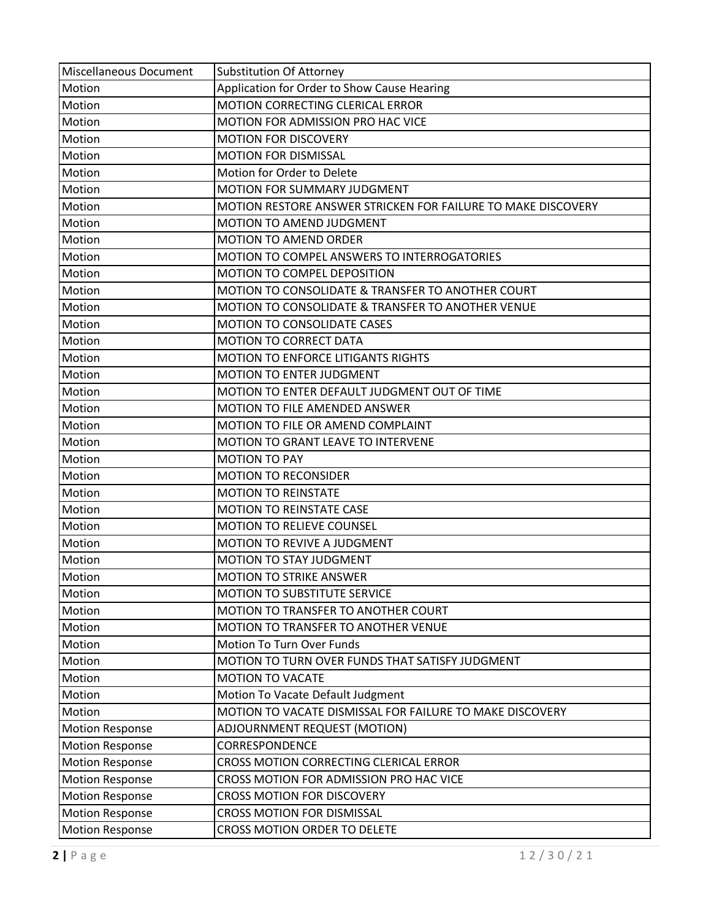| | |
|---|---|
| Miscellaneous Document | Substitution Of Attorney |
| Motion | Application for Order to Show Cause Hearing |
| Motion | MOTION CORRECTING CLERICAL ERROR |
| Motion | MOTION FOR ADMISSION PRO HAC VICE |
| Motion | MOTION FOR DISCOVERY |
| Motion | MOTION FOR DISMISSAL |
| Motion | Motion for Order to Delete |
| Motion | MOTION FOR SUMMARY JUDGMENT |
| Motion | MOTION RESTORE ANSWER STRICKEN FOR FAILURE TO MAKE DISCOVERY |
| Motion | MOTION TO AMEND JUDGMENT |
| Motion | MOTION TO AMEND ORDER |
| Motion | MOTION TO COMPEL ANSWERS TO INTERROGATORIES |
| Motion | MOTION TO COMPEL DEPOSITION |
| Motion | MOTION TO CONSOLIDATE & TRANSFER TO ANOTHER COURT |
| Motion | MOTION TO CONSOLIDATE & TRANSFER TO ANOTHER VENUE |
| Motion | MOTION TO CONSOLIDATE CASES |
| Motion | MOTION TO CORRECT DATA |
| Motion | MOTION TO ENFORCE LITIGANTS RIGHTS |
| Motion | MOTION TO ENTER JUDGMENT |
| Motion | MOTION TO ENTER DEFAULT JUDGMENT OUT OF TIME |
| Motion | MOTION TO FILE AMENDED ANSWER |
| Motion | MOTION TO FILE OR AMEND COMPLAINT |
| Motion | MOTION TO GRANT LEAVE TO INTERVENE |
| Motion | MOTION TO PAY |
| Motion | MOTION TO RECONSIDER |
| Motion | MOTION TO REINSTATE |
| Motion | MOTION TO REINSTATE CASE |
| Motion | MOTION TO RELIEVE COUNSEL |
| Motion | MOTION TO REVIVE A JUDGMENT |
| Motion | MOTION TO STAY JUDGMENT |
| Motion | MOTION TO STRIKE ANSWER |
| Motion | MOTION TO SUBSTITUTE SERVICE |
| Motion | MOTION TO TRANSFER TO ANOTHER COURT |
| Motion | MOTION TO TRANSFER TO ANOTHER VENUE |
| Motion | Motion To Turn Over Funds |
| Motion | MOTION TO TURN OVER FUNDS THAT SATISFY JUDGMENT |
| Motion | MOTION TO VACATE |
| Motion | Motion To Vacate Default Judgment |
| Motion | MOTION TO VACATE DISMISSAL FOR FAILURE TO MAKE DISCOVERY |
| Motion Response | ADJOURNMENT REQUEST (MOTION) |
| Motion Response | CORRESPONDENCE |
| Motion Response | CROSS MOTION CORRECTING CLERICAL ERROR |
| Motion Response | CROSS MOTION FOR ADMISSION PRO HAC VICE |
| Motion Response | CROSS MOTION FOR DISCOVERY |
| Motion Response | CROSS MOTION FOR DISMISSAL |
| Motion Response | CROSS MOTION ORDER TO DELETE |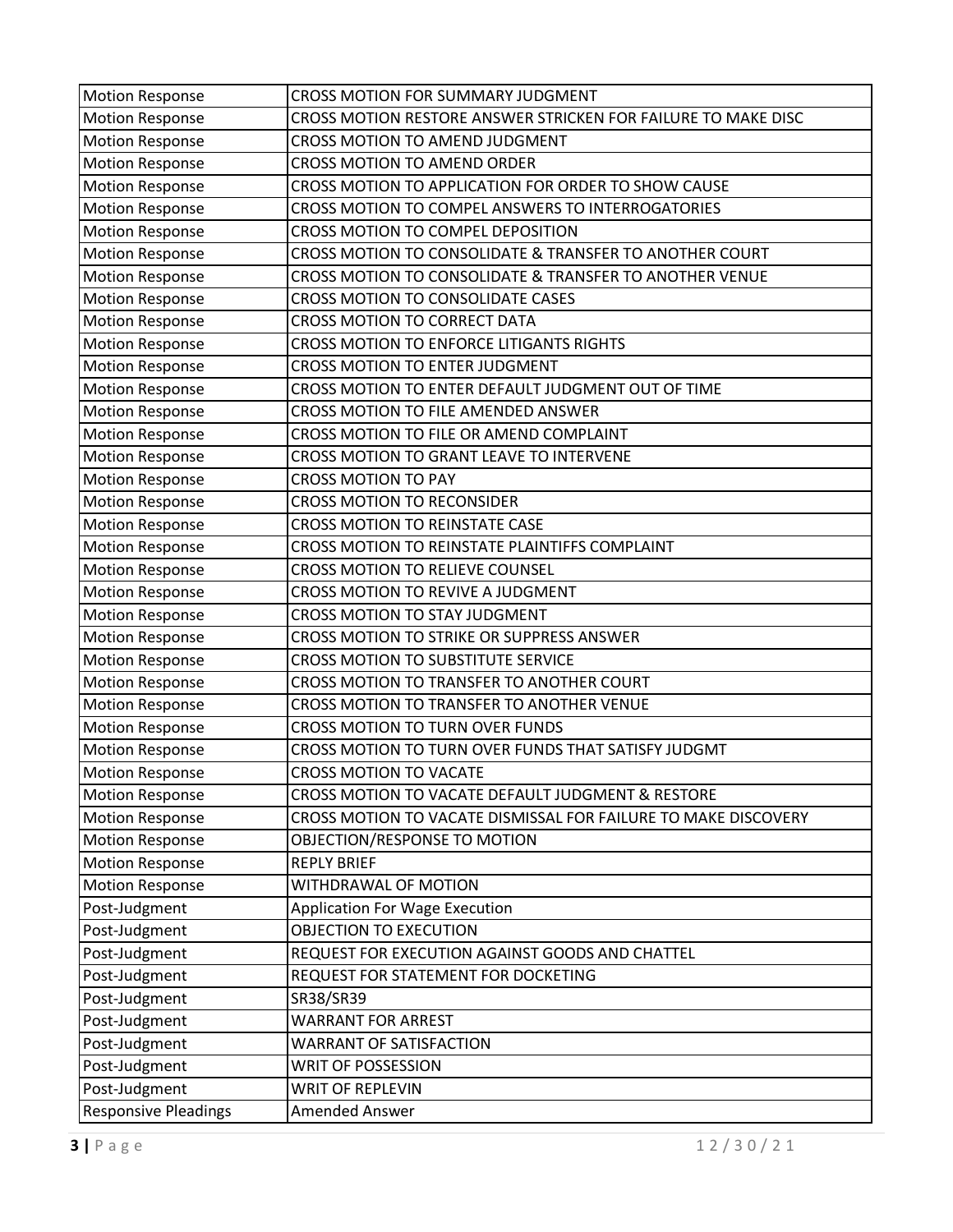| | |
|---|---|
| Motion Response | CROSS MOTION FOR SUMMARY JUDGMENT |
| Motion Response | CROSS MOTION RESTORE ANSWER STRICKEN FOR FAILURE TO MAKE DISC |
| Motion Response | CROSS MOTION TO AMEND JUDGMENT |
| Motion Response | CROSS MOTION TO AMEND ORDER |
| Motion Response | CROSS MOTION TO APPLICATION FOR ORDER TO SHOW CAUSE |
| Motion Response | CROSS MOTION TO COMPEL ANSWERS TO INTERROGATORIES |
| Motion Response | CROSS MOTION TO COMPEL DEPOSITION |
| Motion Response | CROSS MOTION TO CONSOLIDATE & TRANSFER TO ANOTHER COURT |
| Motion Response | CROSS MOTION TO CONSOLIDATE & TRANSFER TO ANOTHER VENUE |
| Motion Response | CROSS MOTION TO CONSOLIDATE CASES |
| Motion Response | CROSS MOTION TO CORRECT DATA |
| Motion Response | CROSS MOTION TO ENFORCE LITIGANTS RIGHTS |
| Motion Response | CROSS MOTION TO ENTER JUDGMENT |
| Motion Response | CROSS MOTION TO ENTER DEFAULT JUDGMENT OUT OF TIME |
| Motion Response | CROSS MOTION TO FILE AMENDED ANSWER |
| Motion Response | CROSS MOTION TO FILE OR AMEND COMPLAINT |
| Motion Response | CROSS MOTION TO GRANT LEAVE TO INTERVENE |
| Motion Response | CROSS MOTION TO PAY |
| Motion Response | CROSS MOTION TO RECONSIDER |
| Motion Response | CROSS MOTION TO REINSTATE CASE |
| Motion Response | CROSS MOTION TO REINSTATE PLAINTIFFS COMPLAINT |
| Motion Response | CROSS MOTION TO RELIEVE COUNSEL |
| Motion Response | CROSS MOTION TO REVIVE A JUDGMENT |
| Motion Response | CROSS MOTION TO STAY JUDGMENT |
| Motion Response | CROSS MOTION TO STRIKE OR SUPPRESS ANSWER |
| Motion Response | CROSS MOTION TO SUBSTITUTE SERVICE |
| Motion Response | CROSS MOTION TO TRANSFER TO ANOTHER COURT |
| Motion Response | CROSS MOTION TO TRANSFER TO ANOTHER VENUE |
| Motion Response | CROSS MOTION TO TURN OVER FUNDS |
| Motion Response | CROSS MOTION TO TURN OVER FUNDS THAT SATISFY JUDGMT |
| Motion Response | CROSS MOTION TO VACATE |
| Motion Response | CROSS MOTION TO VACATE DEFAULT JUDGMENT & RESTORE |
| Motion Response | CROSS MOTION TO VACATE DISMISSAL FOR FAILURE TO MAKE DISCOVERY |
| Motion Response | OBJECTION/RESPONSE TO MOTION |
| Motion Response | REPLY BRIEF |
| Motion Response | WITHDRAWAL OF MOTION |
| Post-Judgment | Application For Wage Execution |
| Post-Judgment | OBJECTION TO EXECUTION |
| Post-Judgment | REQUEST FOR EXECUTION AGAINST GOODS AND CHATTEL |
| Post-Judgment | REQUEST FOR STATEMENT FOR DOCKETING |
| Post-Judgment | SR38/SR39 |
| Post-Judgment | WARRANT FOR ARREST |
| Post-Judgment | WARRANT OF SATISFACTION |
| Post-Judgment | WRIT OF POSSESSION |
| Post-Judgment | WRIT OF REPLEVIN |
| Responsive Pleadings | Amended Answer |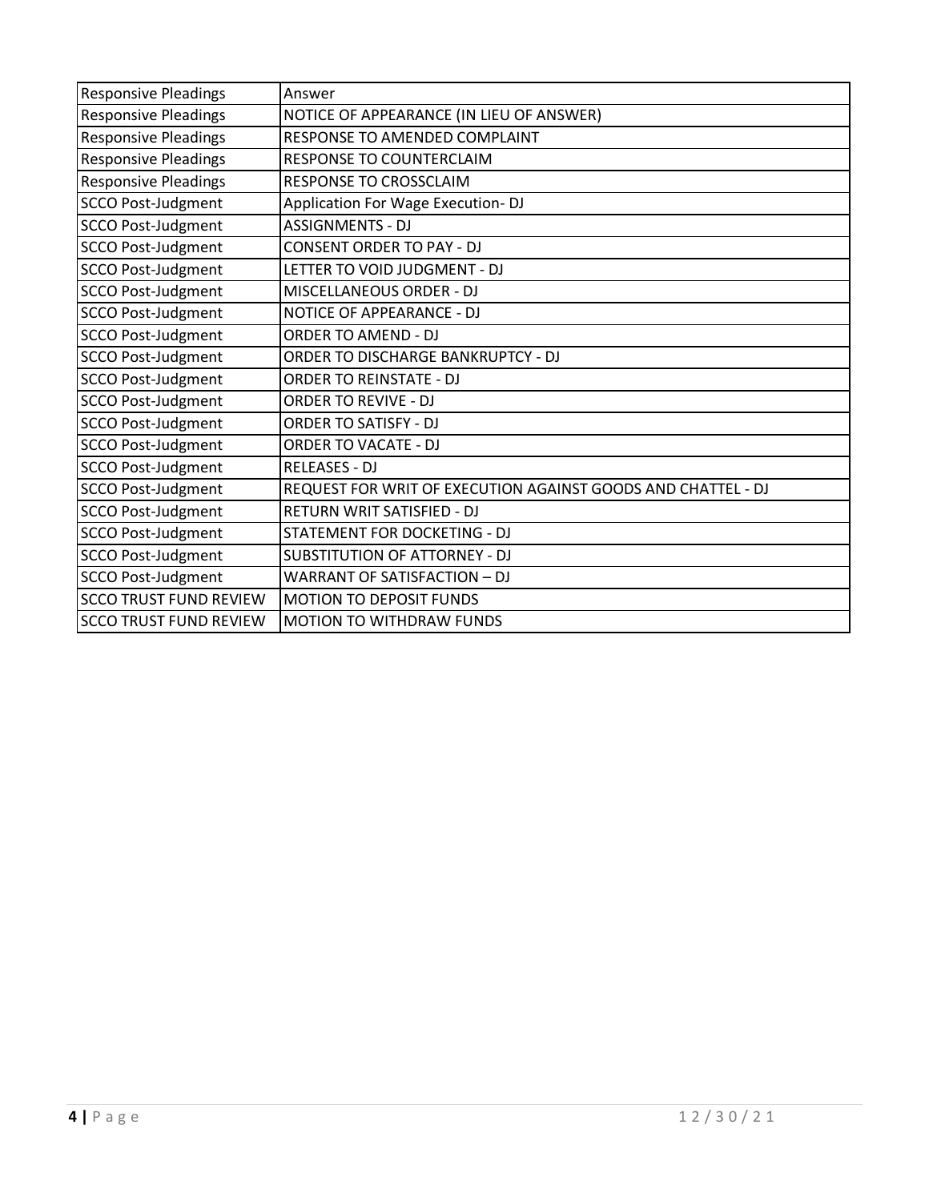| | |
|---|---|
| Responsive Pleadings | Answer |
| Responsive Pleadings | NOTICE OF APPEARANCE (IN LIEU OF ANSWER) |
| Responsive Pleadings | RESPONSE TO AMENDED COMPLAINT |
| Responsive Pleadings | RESPONSE TO COUNTERCLAIM |
| Responsive Pleadings | RESPONSE TO CROSSCLAIM |
| SCCO Post-Judgment | Application For Wage Execution- DJ |
| SCCO Post-Judgment | ASSIGNMENTS - DJ |
| SCCO Post-Judgment | CONSENT ORDER TO PAY - DJ |
| SCCO Post-Judgment | LETTER TO VOID JUDGMENT - DJ |
| SCCO Post-Judgment | MISCELLANEOUS ORDER - DJ |
| SCCO Post-Judgment | NOTICE OF APPEARANCE - DJ |
| SCCO Post-Judgment | ORDER TO AMEND - DJ |
| SCCO Post-Judgment | ORDER TO DISCHARGE BANKRUPTCY - DJ |
| SCCO Post-Judgment | ORDER TO REINSTATE - DJ |
| SCCO Post-Judgment | ORDER TO REVIVE - DJ |
| SCCO Post-Judgment | ORDER TO SATISFY - DJ |
| SCCO Post-Judgment | ORDER TO VACATE - DJ |
| SCCO Post-Judgment | RELEASES - DJ |
| SCCO Post-Judgment | REQUEST FOR WRIT OF EXECUTION AGAINST GOODS AND CHATTEL - DJ |
| SCCO Post-Judgment | RETURN WRIT SATISFIED - DJ |
| SCCO Post-Judgment | STATEMENT FOR DOCKETING - DJ |
| SCCO Post-Judgment | SUBSTITUTION OF ATTORNEY - DJ |
| SCCO Post-Judgment | WARRANT OF SATISFACTION – DJ |
| SCCO TRUST FUND REVIEW | MOTION TO DEPOSIT FUNDS |
| SCCO TRUST FUND REVIEW | MOTION TO WITHDRAW FUNDS |